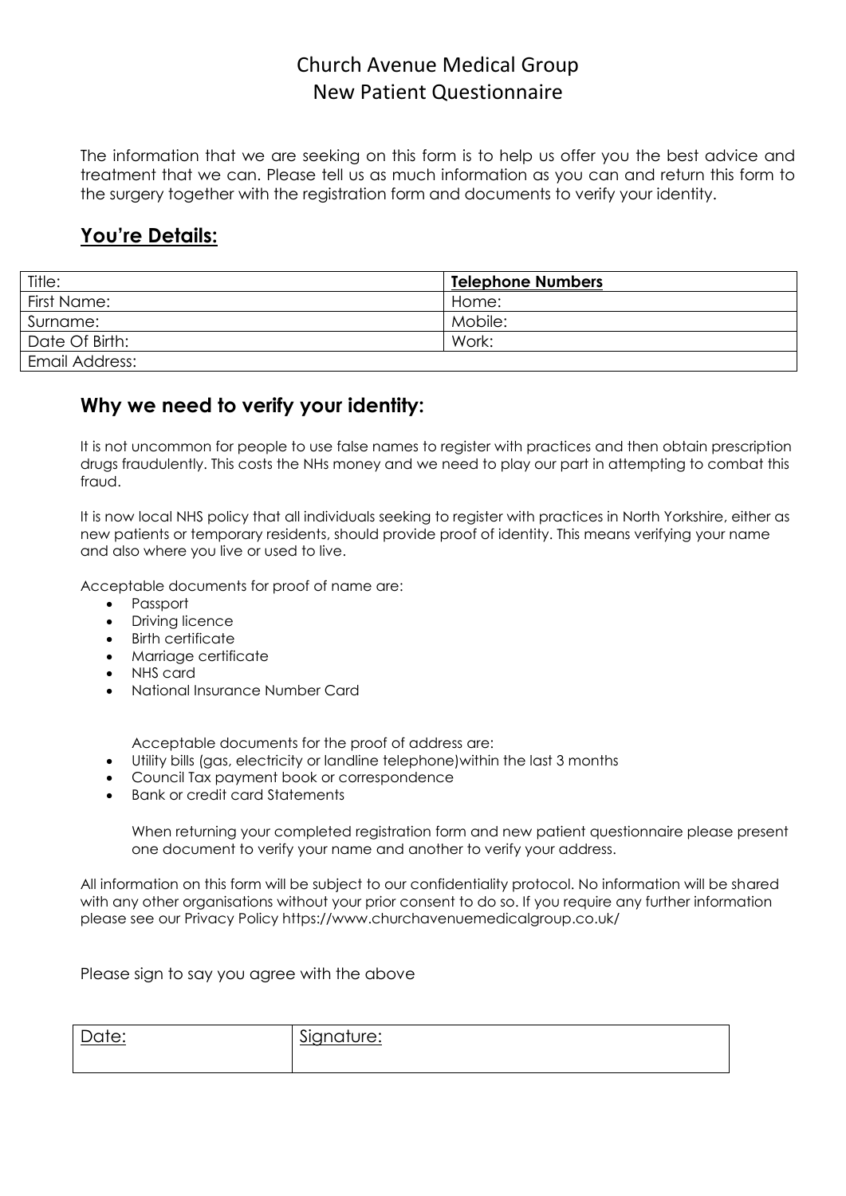# Church Avenue Medical Group
# New Patient Questionnaire

The information that we are seeking on this form is to help us offer you the best advice and treatment that we can. Please tell us as much information as you can and return this form to the surgery together with the registration form and documents to verify your identity.

## **<u>You're Details:</u>**

| Title: | **<u>Telephone Numbers</u>** |
|---|---|
| First Name: | Home: |
| Surname: | Mobile: |
| Date Of Birth: | Work: |
| Email Address: | |

## **Why we need to verify your identity:**

It is not uncommon for people to use false names to register with practices and then obtain prescription drugs fraudulently. This costs the NHs money and we need to play our part in attempting to combat this fraud.

It is now local NHS policy that all individuals seeking to register with practices in North Yorkshire, either as new patients or temporary residents, should provide proof of identity. This means verifying your name and also where you live or used to live.

Acceptable documents for proof of name are:

- Passport
- Driving licence
- Birth certificate
- Marriage certificate
- NHS card
- National Insurance Number Card

Acceptable documents for the proof of address are:

- Utility bills (gas, electricity or landline telephone)within the last 3 months
- Council Tax payment book or correspondence
- Bank or credit card Statements

When returning your completed registration form and new patient questionnaire please present one document to verify your name and another to verify your address.

All information on this form will be subject to our confidentiality protocol. No information will be shared with any other organisations without your prior consent to do so. If you require any further information please see our Privacy Policy https://www.churchavenuemedicalgroup.co.uk/

Please sign to say you agree with the above

| <u>Date:</u> | <u>Signature:</u> |
|---|---|
| | |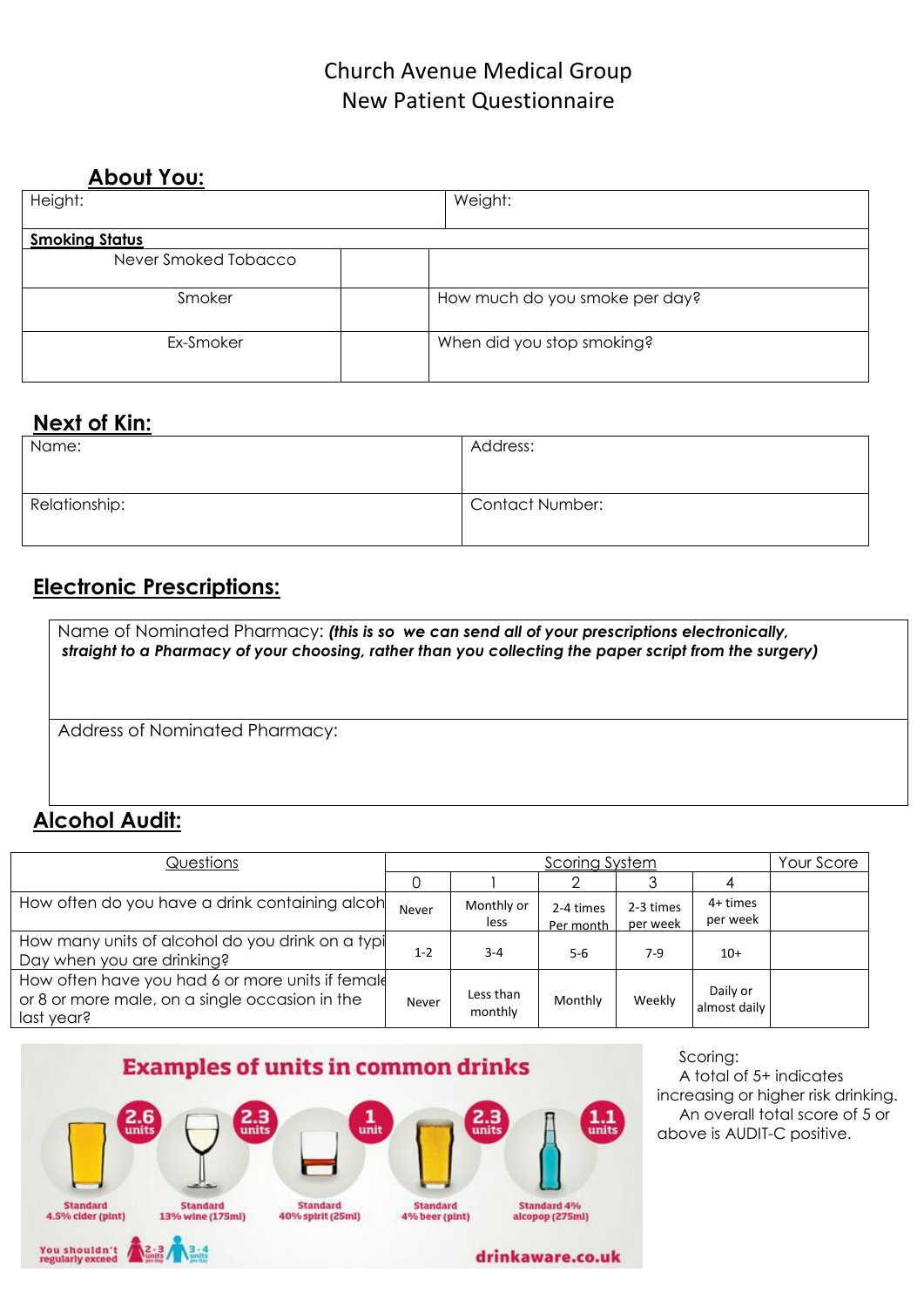# Church Avenue Medical Group
# New Patient Questionnaire

## About You:

| Height: | Weight: |
|---|---|

| Smoking Status | | |
|---|---|---|
| Never Smoked Tobacco | | |
| Smoker | | How much do you smoke per day? |
| Ex-Smoker | | When did you stop smoking? |

## Next of Kin:

| Name: | Address: |
|---|---|
| Relationship: | Contact Number: |

## Electronic Prescriptions:

| Name of Nominated Pharmacy: ***(this is so we can send all of your prescriptions electronically, straight to a Pharmacy of your choosing, rather than you collecting the paper script from the surgery)*** |
|---|
| Address of Nominated Pharmacy: |

## Alcohol Audit:

| Questions | Scoring System | | | | | Your Score |
|---|---|---|---|---|---|---|
| | 0 | 1 | 2 | 3 | 4 | |
| How often do you have a drink containing alcoh | Never | Monthly or less | 2-4 times Per month | 2-3 times per week | 4+ times per week | |
| How many units of alcohol do you drink on a typi Day when you are drinking? | 1-2 | 3-4 | 5-6 | 7-9 | 10+ | |
| How often have you had 6 or more units if female or 8 or more male, on a single occasion in the last year? | Never | Less than monthly | Monthly | Weekly | Daily or almost daily | |

**Examples of units in common drinks**

- Standard 4.5% cider (pint): 2.6 units
- Standard 13% wine (175ml): 2.3 units
- Standard 40% spirit (25ml): 1 unit
- Standard 4% beer (pint): 2.3 units
- Standard 4% alcopop (275ml): 1.1 units

You shouldn't regularly exceed 2-3 units per day / 3-4 units per day

drinkaware.co.uk

Scoring:
A total of 5+ indicates increasing or higher risk drinking.
An overall total score of 5 or above is AUDIT-C positive.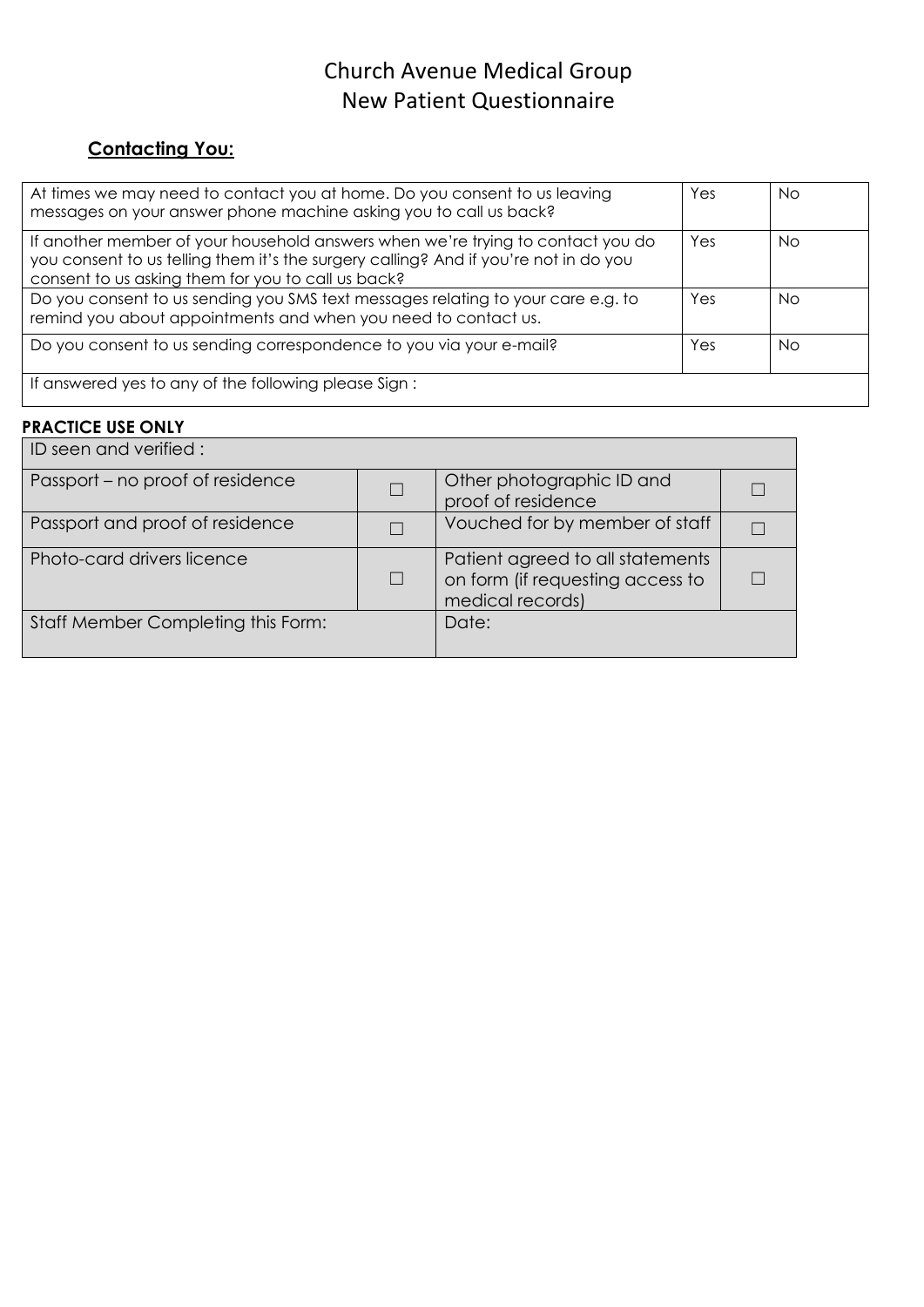# Church Avenue Medical Group
# New Patient Questionnaire

## **Contacting You:**

| | | |
|---|---|---|
| At times we may need to contact you at home. Do you consent to us leaving messages on your answer phone machine asking you to call us back? | Yes | No |
| If another member of your household answers when we're trying to contact you do you consent to us telling them it's the surgery calling? And if you're not in do you consent to us asking them for you to call us back? | Yes | No |
| Do you consent to us sending you SMS text messages relating to your care e.g. to remind you about appointments and when you need to contact us. | Yes | No |
| Do you consent to us sending correspondence to you via your e-mail? | Yes | No |
| If answered yes to any of the following please Sign : | | |

**PRACTICE USE ONLY**

| ID seen and verified : | | | |
|---|---|---|---|
| Passport – no proof of residence | ☐ | Other photographic ID and proof of residence | ☐ |
| Passport and proof of residence | ☐ | Vouched for by member of staff | ☐ |
| Photo-card drivers licence | ☐ | Patient agreed to all statements on form (if requesting access to medical records) | ☐ |
| Staff Member Completing this Form: | | Date: | |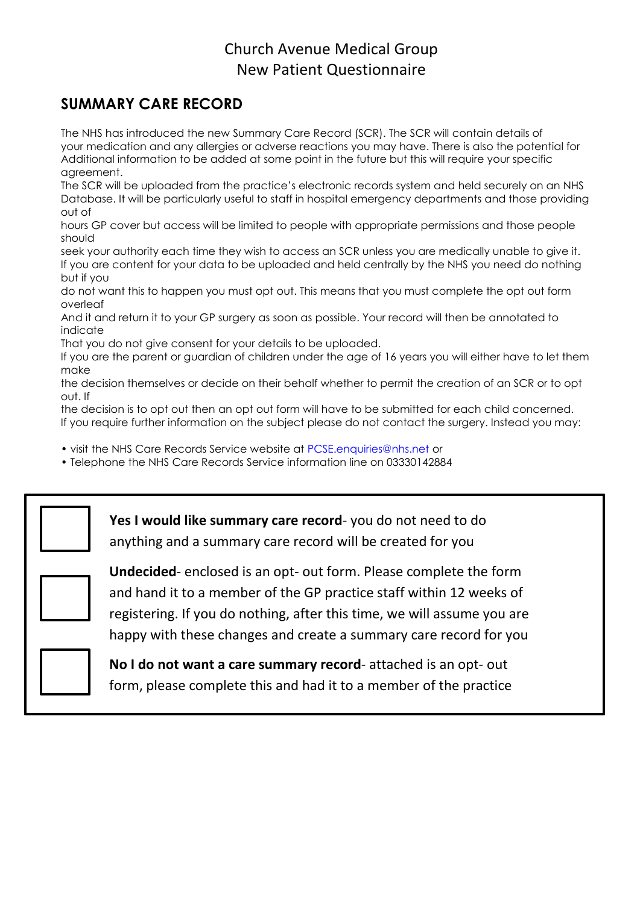Church Avenue Medical Group
New Patient Questionnaire

## SUMMARY CARE RECORD

The NHS has introduced the new Summary Care Record (SCR). The SCR will contain details of your medication and any allergies or adverse reactions you may have. There is also the potential for Additional information to be added at some point in the future but this will require your specific agreement.
The SCR will be uploaded from the practice's electronic records system and held securely on an NHS Database. It will be particularly useful to staff in hospital emergency departments and those providing out of hours GP cover but access will be limited to people with appropriate permissions and those people should seek your authority each time they wish to access an SCR unless you are medically unable to give it.
If you are content for your data to be uploaded and held centrally by the NHS you need do nothing but if you do not want this to happen you must opt out. This means that you must complete the opt out form overleaf And it and return it to your GP surgery as soon as possible. Your record will then be annotated to indicate That you do not give consent for your details to be uploaded.
If you are the parent or guardian of children under the age of 16 years you will either have to let them make the decision themselves or decide on their behalf whether to permit the creation of an SCR or to opt out. If the decision is to opt out then an opt out form will have to be submitted for each child concerned.
If you require further information on the subject please do not contact the surgery. Instead you may:

- visit the NHS Care Records Service website at PCSE.enquiries@nhs.net or
- Telephone the NHS Care Records Service information line on 03330142884

☐ **Yes I would like summary care record**- you do not need to do anything and a summary care record will be created for you

☐ **Undecided**- enclosed is an opt- out form. Please complete the form and hand it to a member of the GP practice staff within 12 weeks of registering. If you do nothing, after this time, we will assume you are happy with these changes and create a summary care record for you

☐ **No I do not want a care summary record**- attached is an opt- out form, please complete this and had it to a member of the practice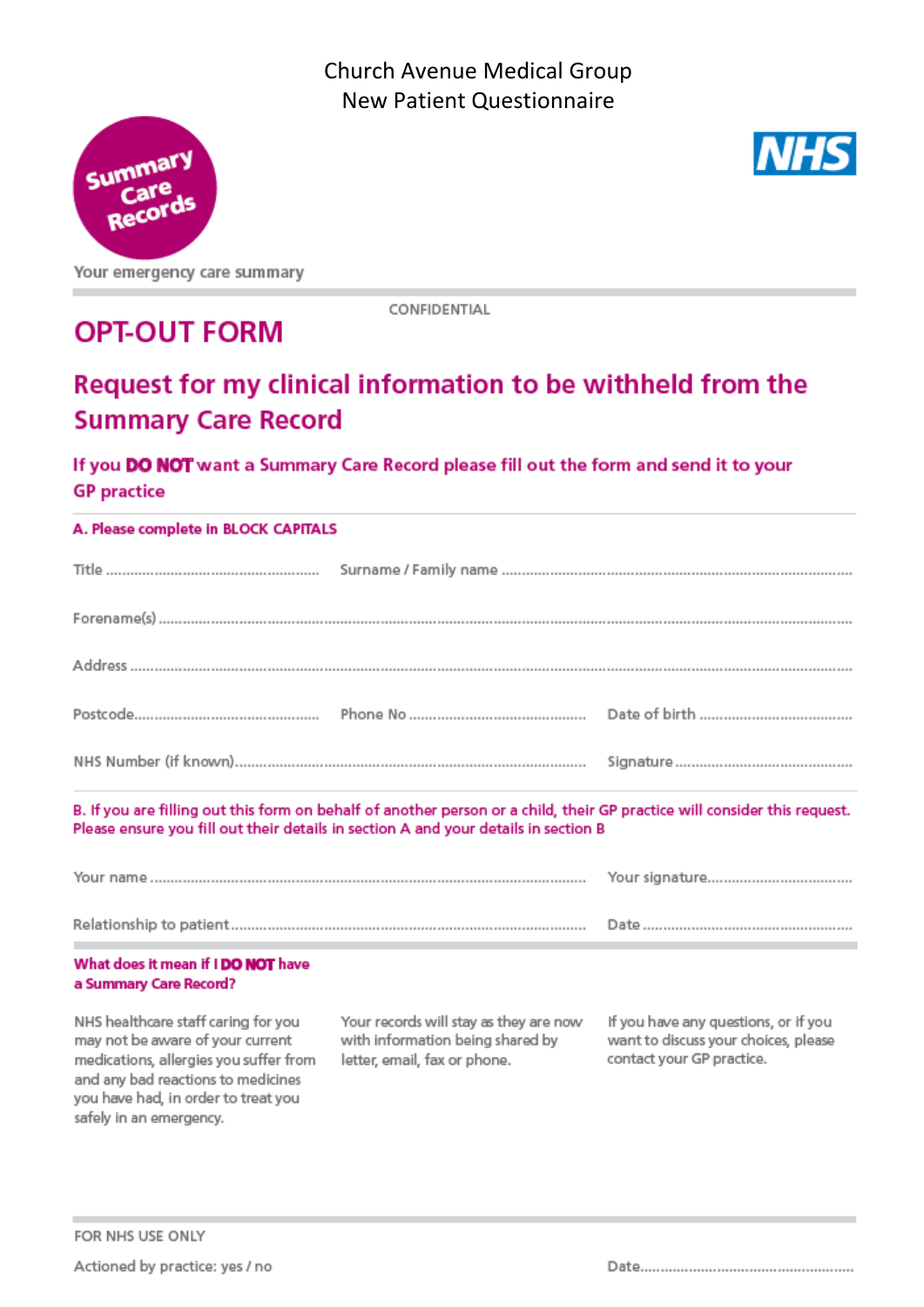Church Avenue Medical Group
New Patient Questionnaire

Summary Care Records

Your emergency care summary

NHS

CONFIDENTIAL

# OPT-OUT FORM

## Request for my clinical information to be withheld from the Summary Care Record

**If you DO NOT want a Summary Care Record please fill out the form and send it to your GP practice**

**A. Please complete in BLOCK CAPITALS**

Title ..................................................... Surname / Family name ..........................................................................................

Forename(s) .................................................................................................................................................................................

Address .......................................................................................................................................................................................

Postcode............................................. Phone No ............................................. Date of birth .......................................

NHS Number (if known)........................................................................................ Signature ............................................

**B. If you are filling out this form on behalf of another person or a child, their GP practice will consider this request. Please ensure you fill out their details in section A and your details in section B**

Your name ...................................................................................................... Your signature....................................

Relationship to patient.................................................................................... Date ....................................................

**What does it mean if I DO NOT have a Summary Care Record?**

NHS healthcare staff caring for you may not be aware of your current medications, allergies you suffer from and any bad reactions to medicines you have had, in order to treat you safely in an emergency.

Your records will stay as they are now with information being shared by letter, email, fax or phone.

If you have any questions, or if you want to discuss your choices, please contact your GP practice.

FOR NHS USE ONLY

Actioned by practice: yes / no

Date........................................................